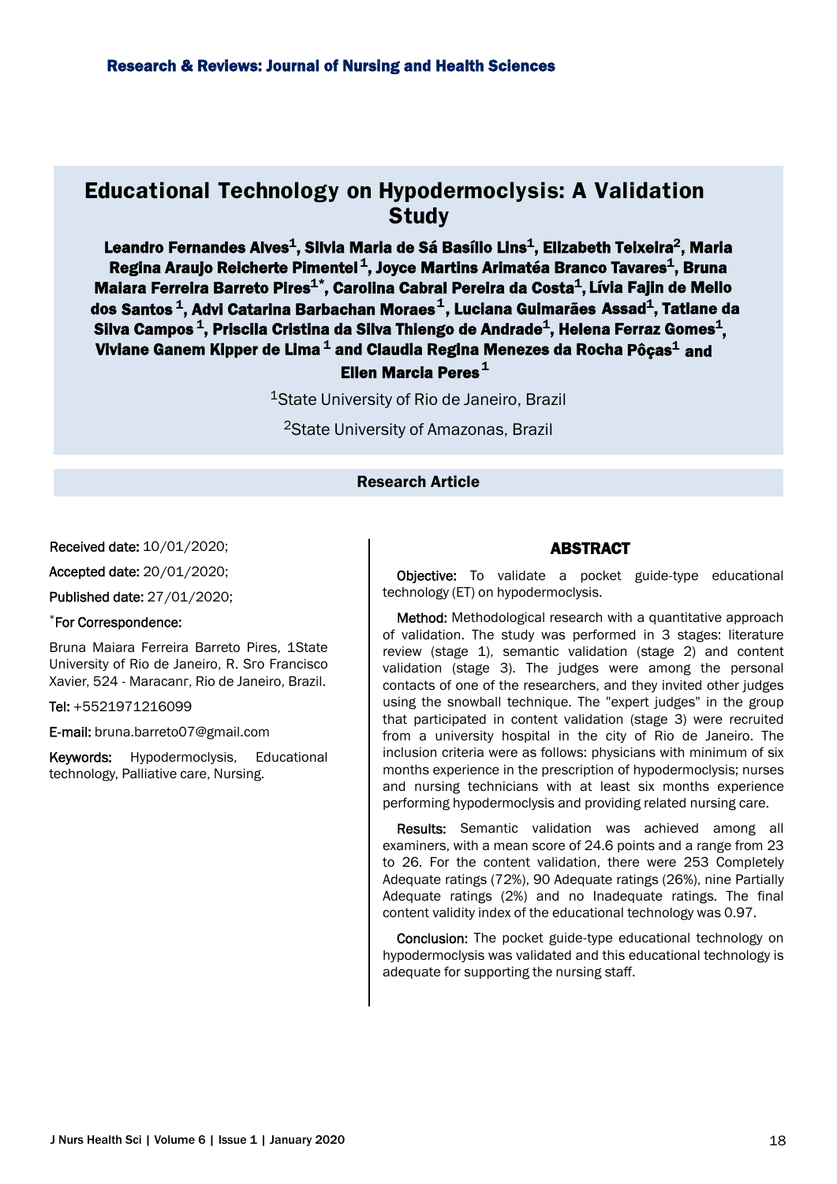# Educational Technology on Hypodermoclysis: A Validation Study

**Leandro Fernandes Alves[1], Silvia Maria de Sá Basílio Lins[1], Elizabeth Teixeira[2], Maria Regina Araujo Reicherte Pimentel[1], Joyce Martins Arimatéa Branco Tavares[1], Bruna Maiara Ferreira Barreto Pires[1*], Carolina Cabral Pereira da Costa[1], Lívia Fajin de Mello dos Santos[1], Advi Catarina Barbachan Moraes[1], Luciana Guimarães Assad[1], Tatiane da Silva Campos[1], Priscila Cristina da Silva Thiengo de Andrade[1], Helena Ferraz Gomes[1], Viviane Ganem Kipper de Lima[1] and Claudia Regina Menezes da Rocha Pôças[1] and Ellen Marcia Peres[1]**

[1]State University of Rio de Janeiro, Brazil

[2]State University of Amazonas, Brazil

**Research Article**

**Received date:** 10/01/2020;

**Accepted date:** 20/01/2020;

**Published date:** 27/01/2020;

[*]**For Correspondence:**

Bruna Maiara Ferreira Barreto Pires, 1State University of Rio de Janeiro, R. Sro Francisco Xavier, 524 - Maracanr, Rio de Janeiro, Brazil.

**Tel:** +5521971216099

**E-mail:** bruna.barreto07@gmail.com

**Keywords:** Hypodermoclysis, Educational technology, Palliative care, Nursing.

## ABSTRACT

**Objective:** To validate a pocket guide-type educational technology (ET) on hypodermoclysis.

**Method:** Methodological research with a quantitative approach of validation. The study was performed in 3 stages: literature review (stage 1), semantic validation (stage 2) and content validation (stage 3). The judges were among the personal contacts of one of the researchers, and they invited other judges using the snowball technique. The "expert judges" in the group that participated in content validation (stage 3) were recruited from a university hospital in the city of Rio de Janeiro. The inclusion criteria were as follows: physicians with minimum of six months experience in the prescription of hypodermoclysis; nurses and nursing technicians with at least six months experience performing hypodermoclysis and providing related nursing care.

**Results:** Semantic validation was achieved among all examiners, with a mean score of 24.6 points and a range from 23 to 26. For the content validation, there were 253 Completely Adequate ratings (72%), 90 Adequate ratings (26%), nine Partially Adequate ratings (2%) and no Inadequate ratings. The final content validity index of the educational technology was 0.97.

**Conclusion:** The pocket guide-type educational technology on hypodermoclysis was validated and this educational technology is adequate for supporting the nursing staff.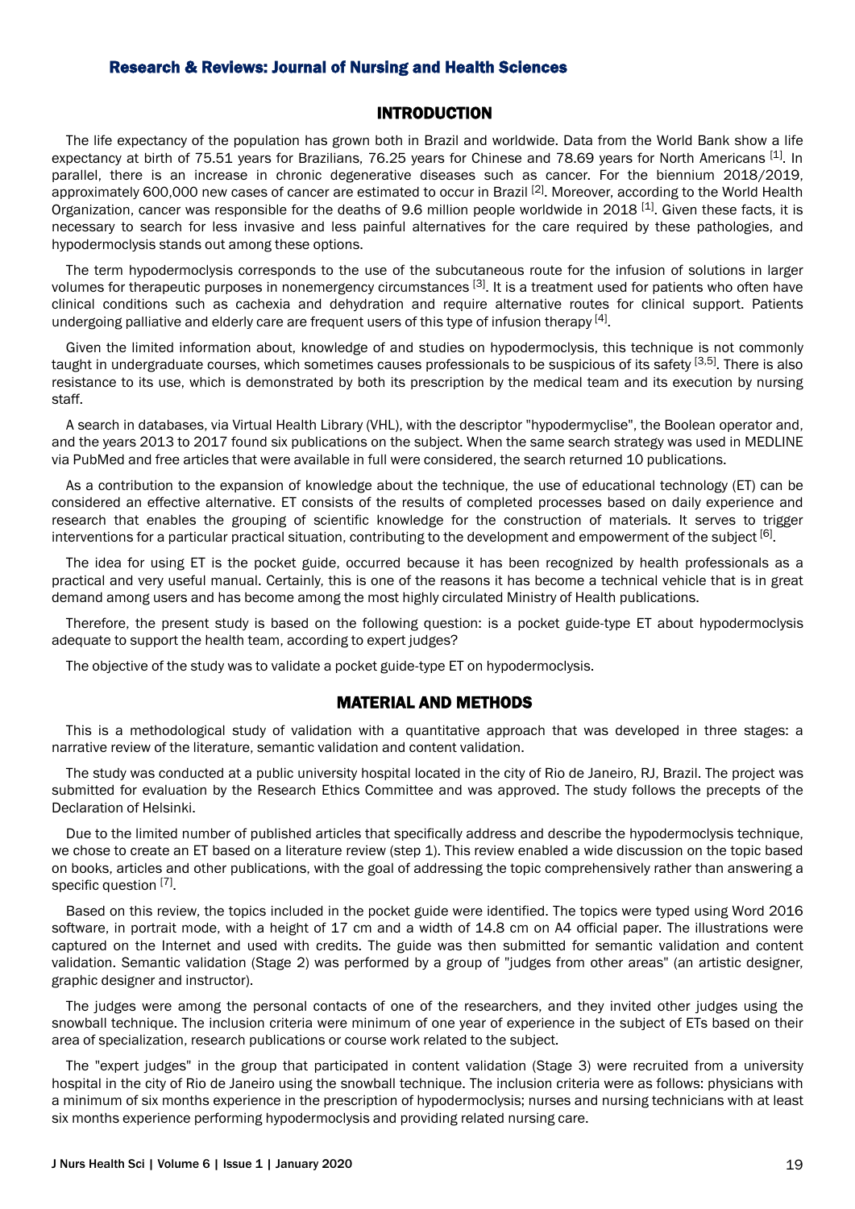## INTRODUCTION

The life expectancy of the population has grown both in Brazil and worldwide. Data from the World Bank show a life expectancy at birth of 75.51 years for Brazilians, 76.25 years for Chinese and 78.69 years for North Americans [1]. In parallel, there is an increase in chronic degenerative diseases such as cancer. For the biennium 2018/2019, approximately 600,000 new cases of cancer are estimated to occur in Brazil [2]. Moreover, according to the World Health Organization, cancer was responsible for the deaths of 9.6 million people worldwide in 2018 [1]. Given these facts, it is necessary to search for less invasive and less painful alternatives for the care required by these pathologies, and hypodermoclysis stands out among these options.

The term hypodermoclysis corresponds to the use of the subcutaneous route for the infusion of solutions in larger volumes for therapeutic purposes in nonemergency circumstances [3]. It is a treatment used for patients who often have clinical conditions such as cachexia and dehydration and require alternative routes for clinical support. Patients undergoing palliative and elderly care are frequent users of this type of infusion therapy [4].

Given the limited information about, knowledge of and studies on hypodermoclysis, this technique is not commonly taught in undergraduate courses, which sometimes causes professionals to be suspicious of its safety [3,5]. There is also resistance to its use, which is demonstrated by both its prescription by the medical team and its execution by nursing staff.

A search in databases, via Virtual Health Library (VHL), with the descriptor "hypodermyclise", the Boolean operator and, and the years 2013 to 2017 found six publications on the subject. When the same search strategy was used in MEDLINE via PubMed and free articles that were available in full were considered, the search returned 10 publications.

As a contribution to the expansion of knowledge about the technique, the use of educational technology (ET) can be considered an effective alternative. ET consists of the results of completed processes based on daily experience and research that enables the grouping of scientific knowledge for the construction of materials. It serves to trigger interventions for a particular practical situation, contributing to the development and empowerment of the subject [6].

The idea for using ET is the pocket guide, occurred because it has been recognized by health professionals as a practical and very useful manual. Certainly, this is one of the reasons it has become a technical vehicle that is in great demand among users and has become among the most highly circulated Ministry of Health publications.

Therefore, the present study is based on the following question: is a pocket guide-type ET about hypodermoclysis adequate to support the health team, according to expert judges?

The objective of the study was to validate a pocket guide-type ET on hypodermoclysis.

## MATERIAL AND METHODS

This is a methodological study of validation with a quantitative approach that was developed in three stages: a narrative review of the literature, semantic validation and content validation.

The study was conducted at a public university hospital located in the city of Rio de Janeiro, RJ, Brazil. The project was submitted for evaluation by the Research Ethics Committee and was approved. The study follows the precepts of the Declaration of Helsinki.

Due to the limited number of published articles that specifically address and describe the hypodermoclysis technique, we chose to create an ET based on a literature review (step 1). This review enabled a wide discussion on the topic based on books, articles and other publications, with the goal of addressing the topic comprehensively rather than answering a specific question [7].

Based on this review, the topics included in the pocket guide were identified. The topics were typed using Word 2016 software, in portrait mode, with a height of 17 cm and a width of 14.8 cm on A4 official paper. The illustrations were captured on the Internet and used with credits. The guide was then submitted for semantic validation and content validation. Semantic validation (Stage 2) was performed by a group of "judges from other areas" (an artistic designer, graphic designer and instructor).

The judges were among the personal contacts of one of the researchers, and they invited other judges using the snowball technique. The inclusion criteria were minimum of one year of experience in the subject of ETs based on their area of specialization, research publications or course work related to the subject.

The "expert judges" in the group that participated in content validation (Stage 3) were recruited from a university hospital in the city of Rio de Janeiro using the snowball technique. The inclusion criteria were as follows: physicians with a minimum of six months experience in the prescription of hypodermoclysis; nurses and nursing technicians with at least six months experience performing hypodermoclysis and providing related nursing care.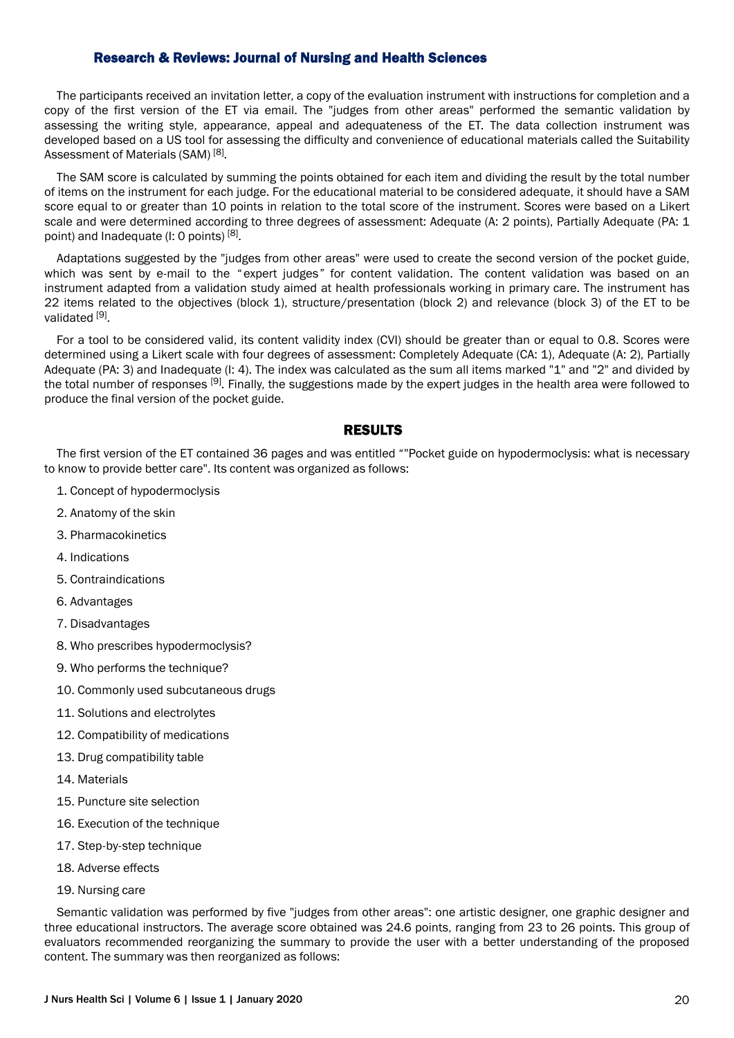The participants received an invitation letter, a copy of the evaluation instrument with instructions for completion and a copy of the first version of the ET via email. The "judges from other areas" performed the semantic validation by assessing the writing style, appearance, appeal and adequateness of the ET. The data collection instrument was developed based on a US tool for assessing the difficulty and convenience of educational materials called the Suitability Assessment of Materials (SAM) [8].

The SAM score is calculated by summing the points obtained for each item and dividing the result by the total number of items on the instrument for each judge. For the educational material to be considered adequate, it should have a SAM score equal to or greater than 10 points in relation to the total score of the instrument. Scores were based on a Likert scale and were determined according to three degrees of assessment: Adequate (A: 2 points), Partially Adequate (PA: 1 point) and Inadequate (I: 0 points) [8].

Adaptations suggested by the "judges from other areas" were used to create the second version of the pocket guide, which was sent by e-mail to the "expert judges" for content validation. The content validation was based on an instrument adapted from a validation study aimed at health professionals working in primary care. The instrument has 22 items related to the objectives (block 1), structure/presentation (block 2) and relevance (block 3) of the ET to be validated [9].

For a tool to be considered valid, its content validity index (CVI) should be greater than or equal to 0.8. Scores were determined using a Likert scale with four degrees of assessment: Completely Adequate (CA: 1), Adequate (A: 2), Partially Adequate (PA: 3) and Inadequate (I: 4). The index was calculated as the sum all items marked "1" and "2" and divided by the total number of responses [9]. Finally, the suggestions made by the expert judges in the health area were followed to produce the final version of the pocket guide.

## RESULTS

The first version of the ET contained 36 pages and was entitled ""Pocket guide on hypodermoclysis: what is necessary to know to provide better care". Its content was organized as follows:

1. Concept of hypodermoclysis
2. Anatomy of the skin
3. Pharmacokinetics
4. Indications
5. Contraindications
6. Advantages
7. Disadvantages
8. Who prescribes hypodermoclysis?
9. Who performs the technique?
10. Commonly used subcutaneous drugs
11. Solutions and electrolytes
12. Compatibility of medications
13. Drug compatibility table
14. Materials
15. Puncture site selection
16. Execution of the technique
17. Step-by-step technique
18. Adverse effects
19. Nursing care

Semantic validation was performed by five "judges from other areas": one artistic designer, one graphic designer and three educational instructors. The average score obtained was 24.6 points, ranging from 23 to 26 points. This group of evaluators recommended reorganizing the summary to provide the user with a better understanding of the proposed content. The summary was then reorganized as follows: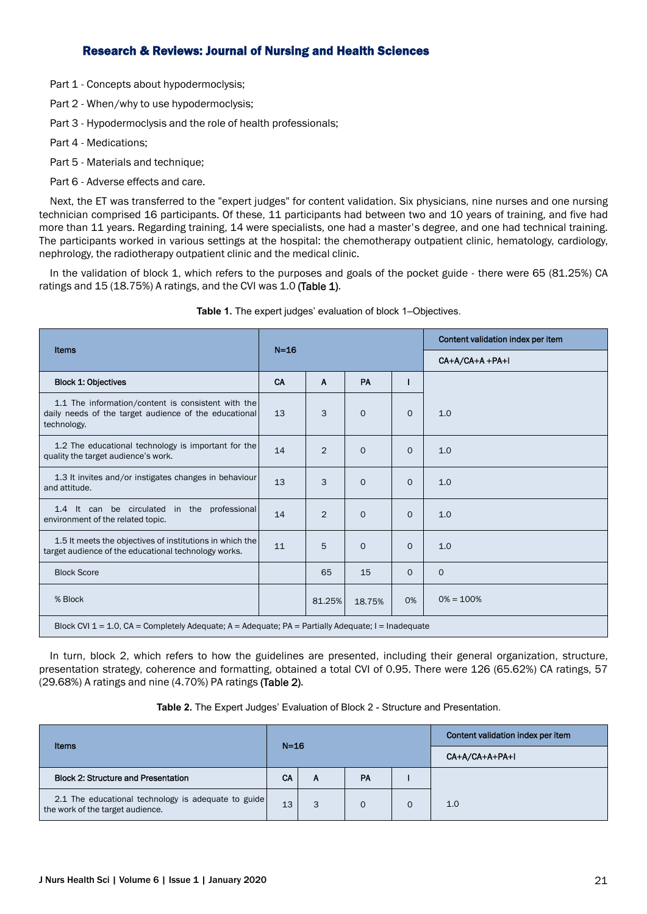Part 1 - Concepts about hypodermoclysis;

Part 2 - When/why to use hypodermoclysis;

Part 3 - Hypodermoclysis and the role of health professionals;

Part 4 - Medications;

Part 5 - Materials and technique;

Part 6 - Adverse effects and care.

Next, the ET was transferred to the "expert judges" for content validation. Six physicians, nine nurses and one nursing technician comprised 16 participants. Of these, 11 participants had between two and 10 years of training, and five had more than 11 years. Regarding training, 14 were specialists, one had a master's degree, and one had technical training. The participants worked in various settings at the hospital: the chemotherapy outpatient clinic, hematology, cardiology, nephrology, the radiotherapy outpatient clinic and the medical clinic.

In the validation of block 1, which refers to the purposes and goals of the pocket guide - there were 65 (81.25%) CA ratings and 15 (18.75%) A ratings, and the CVI was 1.0 (Table 1).

**Table 1.** The expert judges' evaluation of block 1–Objectives.

| Items | N=16 | | | | Content validation index per item |
|---|---|---|---|---|---|
| | | | | | CA+A/CA+A +PA+I |
| **Block 1: Objectives** | **CA** | **A** | **PA** | **I** | |
| 1.1 The information/content is consistent with the daily needs of the target audience of the educational technology. | 13 | 3 | 0 | 0 | 1.0 |
| 1.2 The educational technology is important for the quality the target audience's work. | 14 | 2 | 0 | 0 | 1.0 |
| 1.3 It invites and/or instigates changes in behaviour and attitude. | 13 | 3 | 0 | 0 | 1.0 |
| 1.4 It can be circulated in the professional environment of the related topic. | 14 | 2 | 0 | 0 | 1.0 |
| 1.5 It meets the objectives of institutions in which the target audience of the educational technology works. | 11 | 5 | 0 | 0 | 1.0 |
| Block Score | | 65 | 15 | 0 | 0 |
| % Block | | 81.25% | 18.75% | 0% | 0% = 100% |
| Block CVI 1 = 1.0, CA = Completely Adequate; A = Adequate; PA = Partially Adequate; I = Inadequate | | | | | |

In turn, block 2, which refers to how the guidelines are presented, including their general organization, structure, presentation strategy, coherence and formatting, obtained a total CVI of 0.95. There were 126 (65.62%) CA ratings, 57 (29.68%) A ratings and nine (4.70%) PA ratings (Table 2).

**Table 2.** The Expert Judges' Evaluation of Block 2 - Structure and Presentation.

| Items | N=16 | | | | Content validation index per item |
|---|---|---|---|---|---|
| | | | | | CA+A/CA+A+PA+I |
| **Block 2: Structure and Presentation** | **CA** | **A** | **PA** | **I** | |
| 2.1 The educational technology is adequate to guide the work of the target audience. | 13 | 3 | 0 | 0 | 1.0 |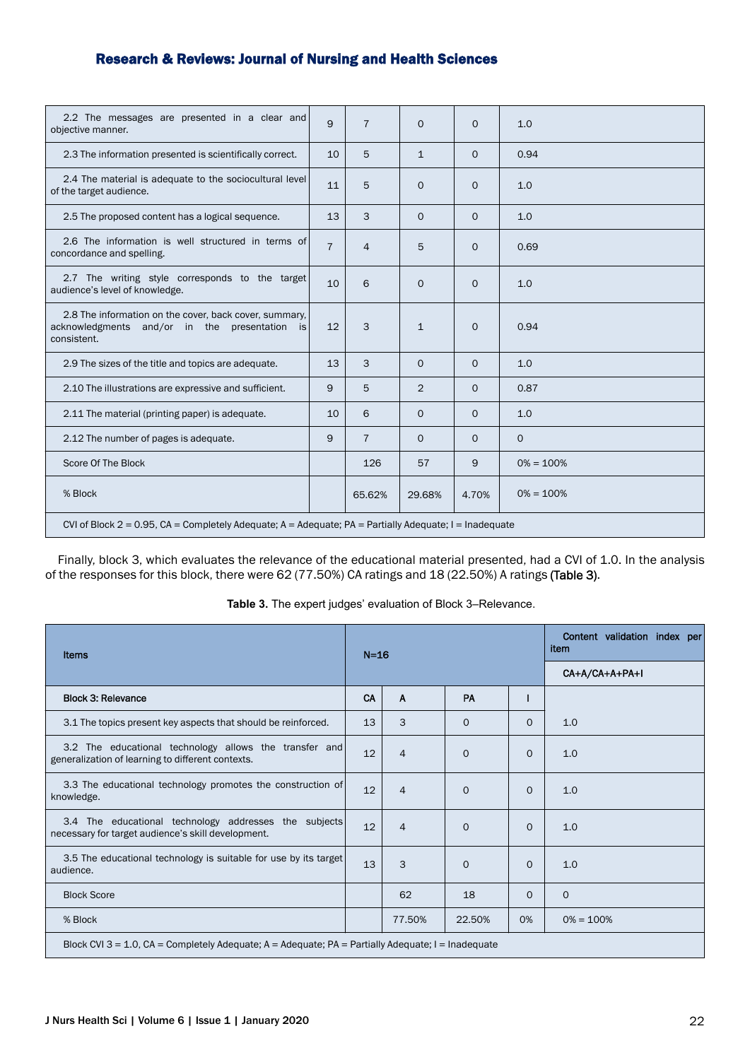| | | | | | |
|---|---|---|---|---|---|
| 2.2 The messages are presented in a clear and objective manner. | 9 | 7 | 0 | 0 | 1.0 |
| 2.3 The information presented is scientifically correct. | 10 | 5 | 1 | 0 | 0.94 |
| 2.4 The material is adequate to the sociocultural level of the target audience. | 11 | 5 | 0 | 0 | 1.0 |
| 2.5 The proposed content has a logical sequence. | 13 | 3 | 0 | 0 | 1.0 |
| 2.6 The information is well structured in terms of concordance and spelling. | 7 | 4 | 5 | 0 | 0.69 |
| 2.7 The writing style corresponds to the target audience's level of knowledge. | 10 | 6 | 0 | 0 | 1.0 |
| 2.8 The information on the cover, back cover, summary, acknowledgments and/or in the presentation is consistent. | 12 | 3 | 1 | 0 | 0.94 |
| 2.9 The sizes of the title and topics are adequate. | 13 | 3 | 0 | 0 | 1.0 |
| 2.10 The illustrations are expressive and sufficient. | 9 | 5 | 2 | 0 | 0.87 |
| 2.11 The material (printing paper) is adequate. | 10 | 6 | 0 | 0 | 1.0 |
| 2.12 The number of pages is adequate. | 9 | 7 | 0 | 0 | 0 |
| Score Of The Block | | 126 | 57 | 9 | 0% = 100% |
| % Block | | 65.62% | 29.68% | 4.70% | 0% = 100% |
| CVI of Block 2 = 0.95, CA = Completely Adequate; A = Adequate; PA = Partially Adequate; I = Inadequate | | | | | |

Finally, block 3, which evaluates the relevance of the educational material presented, had a CVI of 1.0. In the analysis of the responses for this block, there were 62 (77.50%) CA ratings and 18 (22.50%) A ratings (Table 3).

**Table 3.** The expert judges' evaluation of Block 3–Relevance.

| Items | N=16 | | | | Content validation index per item |
|---|---|---|---|---|---|
| | | | | | CA+A/CA+A+PA+I |
| **Block 3: Relevance** | **CA** | **A** | **PA** | **I** | |
| 3.1 The topics present key aspects that should be reinforced. | 13 | 3 | 0 | 0 | 1.0 |
| 3.2 The educational technology allows the transfer and generalization of learning to different contexts. | 12 | 4 | 0 | 0 | 1.0 |
| 3.3 The educational technology promotes the construction of knowledge. | 12 | 4 | 0 | 0 | 1.0 |
| 3.4 The educational technology addresses the subjects necessary for target audience's skill development. | 12 | 4 | 0 | 0 | 1.0 |
| 3.5 The educational technology is suitable for use by its target audience. | 13 | 3 | 0 | 0 | 1.0 |
| Block Score | | 62 | 18 | 0 | 0 |
| % Block | | 77.50% | 22.50% | 0% | 0% = 100% |
| Block CVI 3 = 1.0, CA = Completely Adequate; A = Adequate; PA = Partially Adequate; I = Inadequate | | | | | |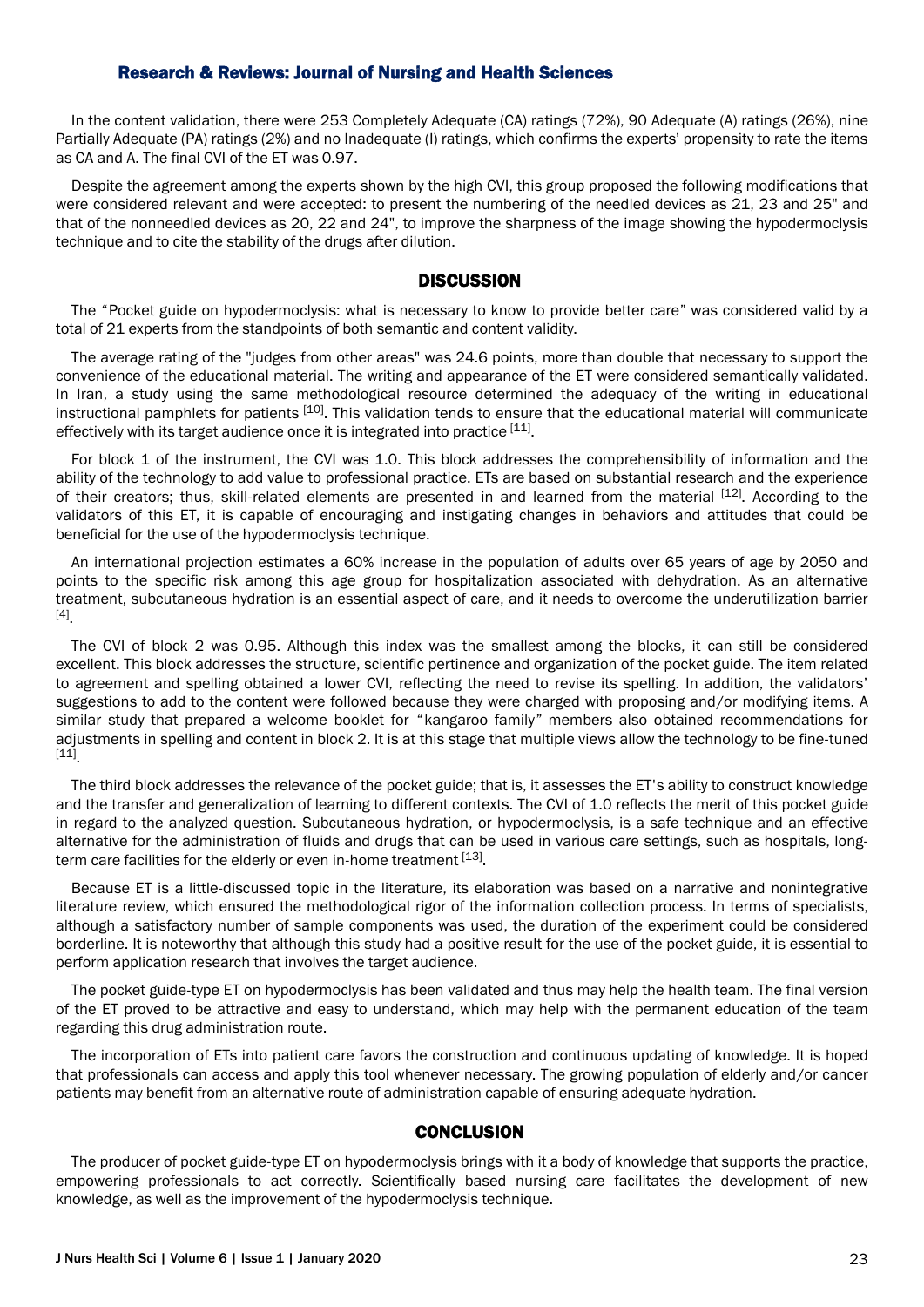In the content validation, there were 253 Completely Adequate (CA) ratings (72%), 90 Adequate (A) ratings (26%), nine Partially Adequate (PA) ratings (2%) and no Inadequate (I) ratings, which confirms the experts' propensity to rate the items as CA and A. The final CVI of the ET was 0.97.

Despite the agreement among the experts shown by the high CVI, this group proposed the following modifications that were considered relevant and were accepted: to present the numbering of the needled devices as 21, 23 and 25" and that of the nonneedled devices as 20, 22 and 24", to improve the sharpness of the image showing the hypodermoclysis technique and to cite the stability of the drugs after dilution.

## DISCUSSION

The "Pocket guide on hypodermoclysis: what is necessary to know to provide better care" was considered valid by a total of 21 experts from the standpoints of both semantic and content validity.

The average rating of the "judges from other areas" was 24.6 points, more than double that necessary to support the convenience of the educational material. The writing and appearance of the ET were considered semantically validated. In Iran, a study using the same methodological resource determined the adequacy of the writing in educational instructional pamphlets for patients [10]. This validation tends to ensure that the educational material will communicate effectively with its target audience once it is integrated into practice [11].

For block 1 of the instrument, the CVI was 1.0. This block addresses the comprehensibility of information and the ability of the technology to add value to professional practice. ETs are based on substantial research and the experience of their creators; thus, skill-related elements are presented in and learned from the material [12]. According to the validators of this ET, it is capable of encouraging and instigating changes in behaviors and attitudes that could be beneficial for the use of the hypodermoclysis technique.

An international projection estimates a 60% increase in the population of adults over 65 years of age by 2050 and points to the specific risk among this age group for hospitalization associated with dehydration. As an alternative treatment, subcutaneous hydration is an essential aspect of care, and it needs to overcome the underutilization barrier [4].

The CVI of block 2 was 0.95. Although this index was the smallest among the blocks, it can still be considered excellent. This block addresses the structure, scientific pertinence and organization of the pocket guide. The item related to agreement and spelling obtained a lower CVI, reflecting the need to revise its spelling. In addition, the validators' suggestions to add to the content were followed because they were charged with proposing and/or modifying items. A similar study that prepared a welcome booklet for "kangaroo family" members also obtained recommendations for adjustments in spelling and content in block 2. It is at this stage that multiple views allow the technology to be fine-tuned [11].

The third block addresses the relevance of the pocket guide; that is, it assesses the ET's ability to construct knowledge and the transfer and generalization of learning to different contexts. The CVI of 1.0 reflects the merit of this pocket guide in regard to the analyzed question. Subcutaneous hydration, or hypodermoclysis, is a safe technique and an effective alternative for the administration of fluids and drugs that can be used in various care settings, such as hospitals, long-term care facilities for the elderly or even in-home treatment [13].

Because ET is a little-discussed topic in the literature, its elaboration was based on a narrative and nonintegrative literature review, which ensured the methodological rigor of the information collection process. In terms of specialists, although a satisfactory number of sample components was used, the duration of the experiment could be considered borderline. It is noteworthy that although this study had a positive result for the use of the pocket guide, it is essential to perform application research that involves the target audience.

The pocket guide-type ET on hypodermoclysis has been validated and thus may help the health team. The final version of the ET proved to be attractive and easy to understand, which may help with the permanent education of the team regarding this drug administration route.

The incorporation of ETs into patient care favors the construction and continuous updating of knowledge. It is hoped that professionals can access and apply this tool whenever necessary. The growing population of elderly and/or cancer patients may benefit from an alternative route of administration capable of ensuring adequate hydration.

## CONCLUSION

The producer of pocket guide-type ET on hypodermoclysis brings with it a body of knowledge that supports the practice, empowering professionals to act correctly. Scientifically based nursing care facilitates the development of new knowledge, as well as the improvement of the hypodermoclysis technique.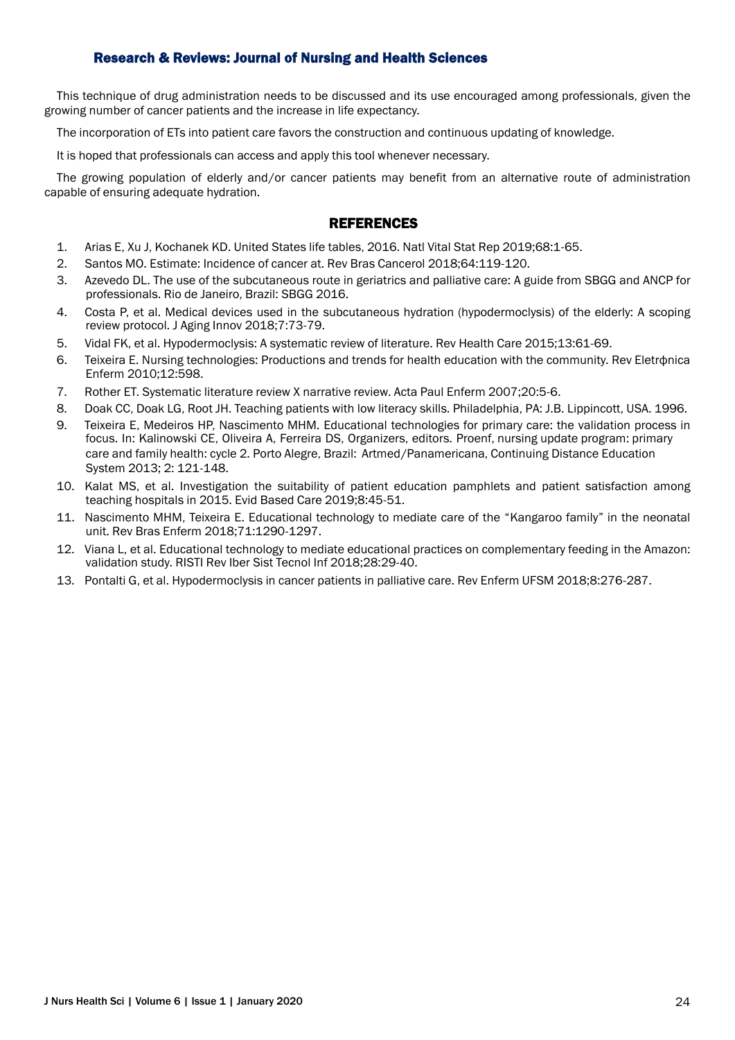This technique of drug administration needs to be discussed and its use encouraged among professionals, given the growing number of cancer patients and the increase in life expectancy.

The incorporation of ETs into patient care favors the construction and continuous updating of knowledge.

It is hoped that professionals can access and apply this tool whenever necessary.

The growing population of elderly and/or cancer patients may benefit from an alternative route of administration capable of ensuring adequate hydration.

## REFERENCES

1. Arias E, Xu J, Kochanek KD. United States life tables, 2016. Natl Vital Stat Rep 2019;68:1-65.
2. Santos MO. Estimate: Incidence of cancer at. Rev Bras Cancerol 2018;64:119-120.
3. Azevedo DL. The use of the subcutaneous route in geriatrics and palliative care: A guide from SBGG and ANCP for professionals. Rio de Janeiro, Brazil: SBGG 2016.
4. Costa P, et al. Medical devices used in the subcutaneous hydration (hypodermoclysis) of the elderly: A scoping review protocol. J Aging Innov 2018;7:73-79.
5. Vidal FK, et al. Hypodermoclysis: A systematic review of literature. Rev Health Care 2015;13:61-69.
6. Teixeira E. Nursing technologies: Productions and trends for health education with the community. Rev Eletrφnica Enferm 2010;12:598.
7. Rother ET. Systematic literature review X narrative review. Acta Paul Enferm 2007;20:5-6.
8. Doak CC, Doak LG, Root JH. Teaching patients with low literacy skills. Philadelphia, PA: J.B. Lippincott, USA. 1996.
9. Teixeira E, Medeiros HP, Nascimento MHM. Educational technologies for primary care: the validation process in focus. In: Kalinowski CE, Oliveira A, Ferreira DS, Organizers, editors. Proenf, nursing update program: primary care and family health: cycle 2. Porto Alegre, Brazil: Artmed/Panamericana, Continuing Distance Education System 2013; 2: 121-148.
10. Kalat MS, et al. Investigation the suitability of patient education pamphlets and patient satisfaction among teaching hospitals in 2015. Evid Based Care 2019;8:45-51.
11. Nascimento MHM, Teixeira E. Educational technology to mediate care of the "Kangaroo family" in the neonatal unit. Rev Bras Enferm 2018;71:1290-1297.
12. Viana L, et al. Educational technology to mediate educational practices on complementary feeding in the Amazon: validation study. RISTI Rev Iber Sist Tecnol Inf 2018;28:29-40.
13. Pontalti G, et al. Hypodermoclysis in cancer patients in palliative care. Rev Enferm UFSM 2018;8:276-287.